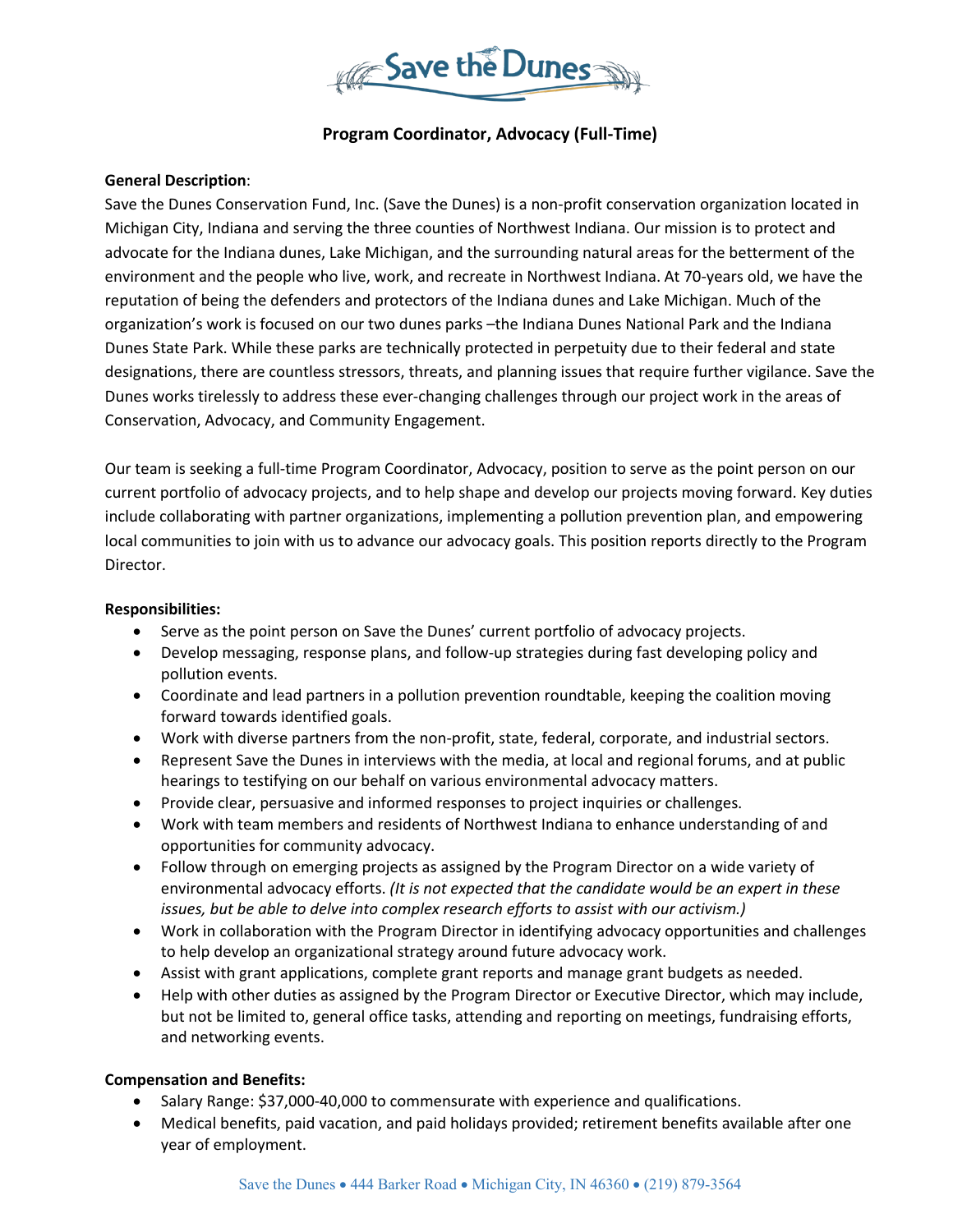# Save the Dunes

## Program Coordinator, Advocacy (Full-Time)

**General Description**:

Save the Dunes Conservation Fund, Inc. (Save the Dunes) is a non-profit conservation organization located in Michigan City, Indiana and serving the three counties of Northwest Indiana. Our mission is to protect and advocate for the Indiana dunes, Lake Michigan, and the surrounding natural areas for the betterment of the environment and the people who live, work, and recreate in Northwest Indiana. At 70-years old, we have the reputation of being the defenders and protectors of the Indiana dunes and Lake Michigan. Much of the organization's work is focused on our two dunes parks –the Indiana Dunes National Park and the Indiana Dunes State Park. While these parks are technically protected in perpetuity due to their federal and state designations, there are countless stressors, threats, and planning issues that require further vigilance. Save the Dunes works tirelessly to address these ever-changing challenges through our project work in the areas of Conservation, Advocacy, and Community Engagement.

Our team is seeking a full-time Program Coordinator, Advocacy, position to serve as the point person on our current portfolio of advocacy projects, and to help shape and develop our projects moving forward. Key duties include collaborating with partner organizations, implementing a pollution prevention plan, and empowering local communities to join with us to advance our advocacy goals. This position reports directly to the Program Director.

**Responsibilities:**

- Serve as the point person on Save the Dunes' current portfolio of advocacy projects.
- Develop messaging, response plans, and follow-up strategies during fast developing policy and pollution events.
- Coordinate and lead partners in a pollution prevention roundtable, keeping the coalition moving forward towards identified goals.
- Work with diverse partners from the non-profit, state, federal, corporate, and industrial sectors.
- Represent Save the Dunes in interviews with the media, at local and regional forums, and at public hearings to testifying on our behalf on various environmental advocacy matters.
- Provide clear, persuasive and informed responses to project inquiries or challenges.
- Work with team members and residents of Northwest Indiana to enhance understanding of and opportunities for community advocacy.
- Follow through on emerging projects as assigned by the Program Director on a wide variety of environmental advocacy efforts. *(It is not expected that the candidate would be an expert in these issues, but be able to delve into complex research efforts to assist with our activism.)*
- Work in collaboration with the Program Director in identifying advocacy opportunities and challenges to help develop an organizational strategy around future advocacy work.
- Assist with grant applications, complete grant reports and manage grant budgets as needed.
- Help with other duties as assigned by the Program Director or Executive Director, which may include, but not be limited to, general office tasks, attending and reporting on meetings, fundraising efforts, and networking events.

**Compensation and Benefits:**

- Salary Range: $37,000-40,000 to commensurate with experience and qualifications.
- Medical benefits, paid vacation, and paid holidays provided; retirement benefits available after one year of employment.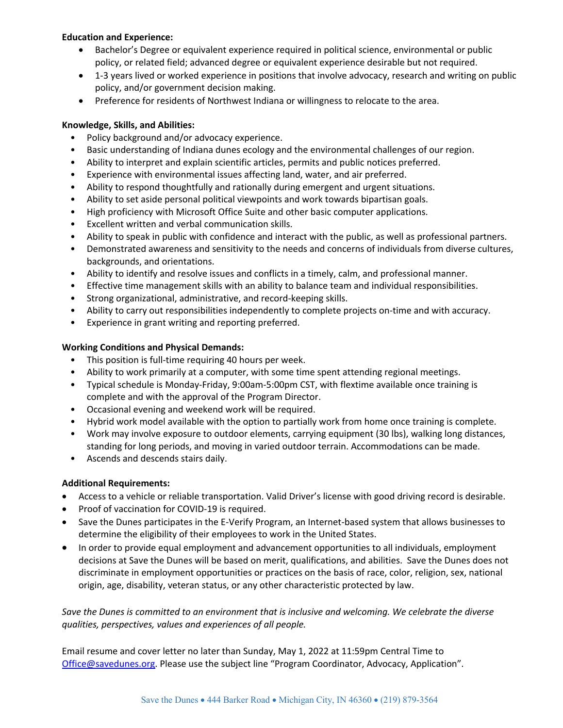**Education and Experience:**

- Bachelor's Degree or equivalent experience required in political science, environmental or public policy, or related field; advanced degree or equivalent experience desirable but not required.
- 1-3 years lived or worked experience in positions that involve advocacy, research and writing on public policy, and/or government decision making.
- Preference for residents of Northwest Indiana or willingness to relocate to the area.

**Knowledge, Skills, and Abilities:**

- Policy background and/or advocacy experience.
- Basic understanding of Indiana dunes ecology and the environmental challenges of our region.
- Ability to interpret and explain scientific articles, permits and public notices preferred.
- Experience with environmental issues affecting land, water, and air preferred.
- Ability to respond thoughtfully and rationally during emergent and urgent situations.
- Ability to set aside personal political viewpoints and work towards bipartisan goals.
- High proficiency with Microsoft Office Suite and other basic computer applications.
- Excellent written and verbal communication skills.
- Ability to speak in public with confidence and interact with the public, as well as professional partners.
- Demonstrated awareness and sensitivity to the needs and concerns of individuals from diverse cultures, backgrounds, and orientations.
- Ability to identify and resolve issues and conflicts in a timely, calm, and professional manner.
- Effective time management skills with an ability to balance team and individual responsibilities.
- Strong organizational, administrative, and record-keeping skills.
- Ability to carry out responsibilities independently to complete projects on-time and with accuracy.
- Experience in grant writing and reporting preferred.

**Working Conditions and Physical Demands:**

- This position is full-time requiring 40 hours per week.
- Ability to work primarily at a computer, with some time spent attending regional meetings.
- Typical schedule is Monday-Friday, 9:00am-5:00pm CST, with flextime available once training is complete and with the approval of the Program Director.
- Occasional evening and weekend work will be required.
- Hybrid work model available with the option to partially work from home once training is complete.
- Work may involve exposure to outdoor elements, carrying equipment (30 lbs), walking long distances, standing for long periods, and moving in varied outdoor terrain. Accommodations can be made.
- Ascends and descends stairs daily.

**Additional Requirements:**

- Access to a vehicle or reliable transportation. Valid Driver's license with good driving record is desirable.
- Proof of vaccination for COVID-19 is required.
- Save the Dunes participates in the E-Verify Program, an Internet-based system that allows businesses to determine the eligibility of their employees to work in the United States.
- In order to provide equal employment and advancement opportunities to all individuals, employment decisions at Save the Dunes will be based on merit, qualifications, and abilities. Save the Dunes does not discriminate in employment opportunities or practices on the basis of race, color, religion, sex, national origin, age, disability, veteran status, or any other characteristic protected by law.

*Save the Dunes is committed to an environment that is inclusive and welcoming. We celebrate the diverse qualities, perspectives, values and experiences of all people.*

Email resume and cover letter no later than Sunday, May 1, 2022 at 11:59pm Central Time to Office@savedunes.org. Please use the subject line "Program Coordinator, Advocacy, Application".

Save the Dunes • 444 Barker Road • Michigan City, IN 46360 • (219) 879-3564